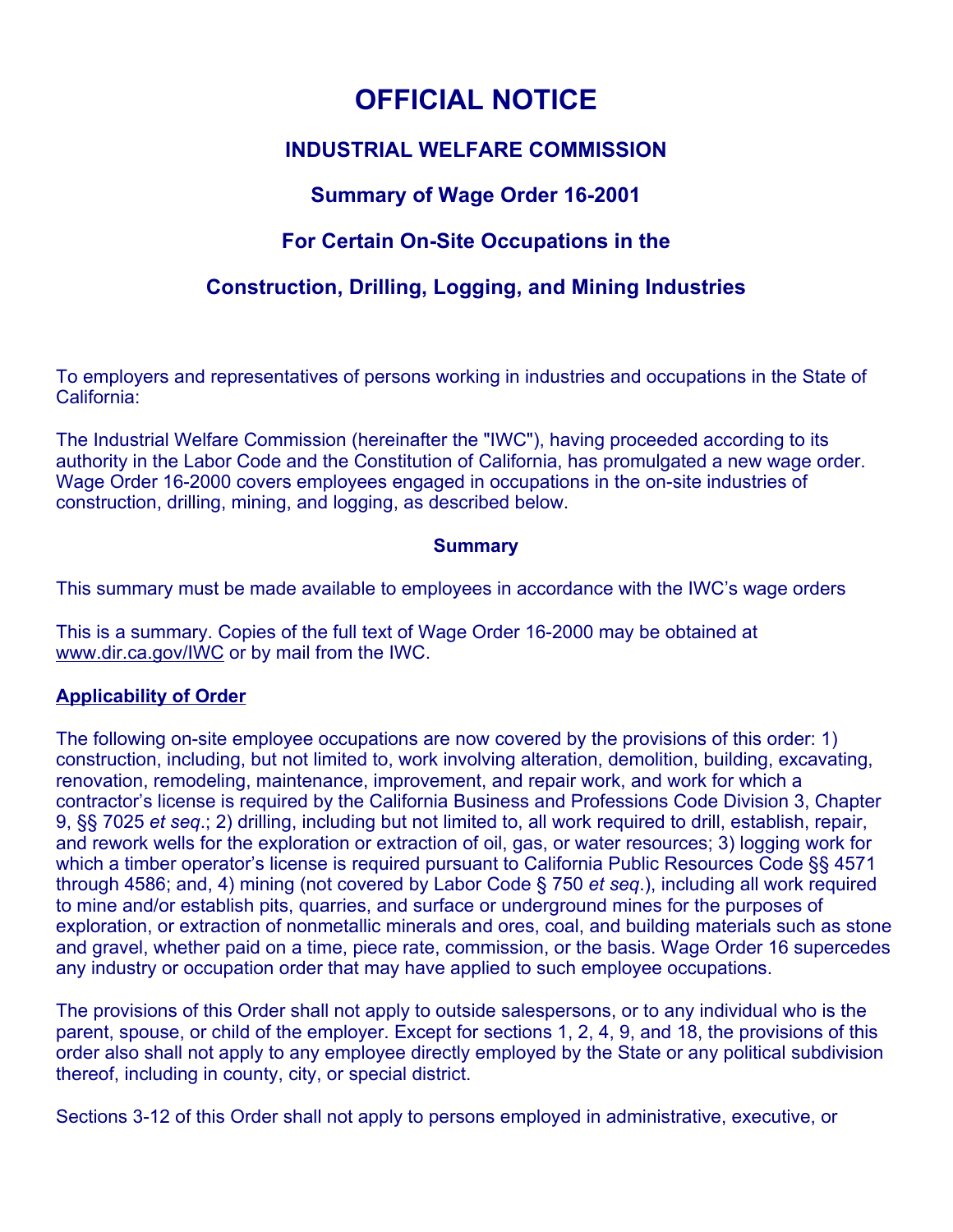# OFFICIAL NOTICE

## INDUSTRIAL WELFARE COMMISSION

### Summary of Wage Order 16-2001

### For Certain On-Site Occupations in the

### Construction, Drilling, Logging, and Mining Industries

To employers and representatives of persons working in industries and occupations in the State of California:

The Industrial Welfare Commission (hereinafter the "IWC"), having proceeded according to its authority in the Labor Code and the Constitution of California, has promulgated a new wage order. Wage Order 16-2000 covers employees engaged in occupations in the on-site industries of construction, drilling, mining, and logging, as described below.

**Summary**

This summary must be made available to employees in accordance with the IWC's wage orders

This is a summary. Copies of the full text of Wage Order 16-2000 may be obtained at www.dir.ca.gov/IWC or by mail from the IWC.

**Applicability of Order**

The following on-site employee occupations are now covered by the provisions of this order: 1) construction, including, but not limited to, work involving alteration, demolition, building, excavating, renovation, remodeling, maintenance, improvement, and repair work, and work for which a contractor's license is required by the California Business and Professions Code Division 3, Chapter 9, §§ 7025 *et seq*.; 2) drilling, including but not limited to, all work required to drill, establish, repair, and rework wells for the exploration or extraction of oil, gas, or water resources; 3) logging work for which a timber operator's license is required pursuant to California Public Resources Code §§ 4571 through 4586; and, 4) mining (not covered by Labor Code § 750 *et seq*.), including all work required to mine and/or establish pits, quarries, and surface or underground mines for the purposes of exploration, or extraction of nonmetallic minerals and ores, coal, and building materials such as stone and gravel, whether paid on a time, piece rate, commission, or the basis. Wage Order 16 supercedes any industry or occupation order that may have applied to such employee occupations.

The provisions of this Order shall not apply to outside salespersons, or to any individual who is the parent, spouse, or child of the employer. Except for sections 1, 2, 4, 9, and 18, the provisions of this order also shall not apply to any employee directly employed by the State or any political subdivision thereof, including in county, city, or special district.

Sections 3-12 of this Order shall not apply to persons employed in administrative, executive, or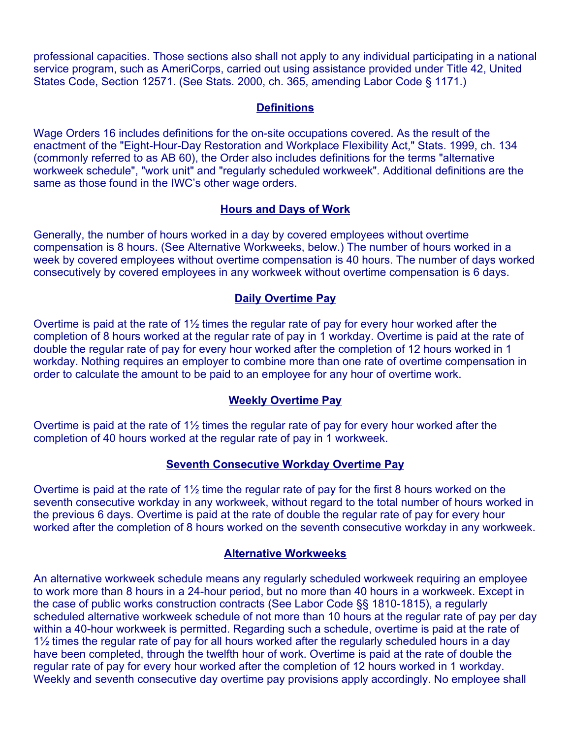professional capacities. Those sections also shall not apply to any individual participating in a national service program, such as AmeriCorps, carried out using assistance provided under Title 42, United States Code, Section 12571. (See Stats. 2000, ch. 365, amending Labor Code § 1171.)

## Definitions

Wage Orders 16 includes definitions for the on-site occupations covered. As the result of the enactment of the "Eight-Hour-Day Restoration and Workplace Flexibility Act," Stats. 1999, ch. 134 (commonly referred to as AB 60), the Order also includes definitions for the terms "alternative workweek schedule", "work unit" and "regularly scheduled workweek". Additional definitions are the same as those found in the IWC's other wage orders.

## Hours and Days of Work

Generally, the number of hours worked in a day by covered employees without overtime compensation is 8 hours. (See Alternative Workweeks, below.) The number of hours worked in a week by covered employees without overtime compensation is 40 hours. The number of days worked consecutively by covered employees in any workweek without overtime compensation is 6 days.

## Daily Overtime Pay

Overtime is paid at the rate of 1½ times the regular rate of pay for every hour worked after the completion of 8 hours worked at the regular rate of pay in 1 workday. Overtime is paid at the rate of double the regular rate of pay for every hour worked after the completion of 12 hours worked in 1 workday. Nothing requires an employer to combine more than one rate of overtime compensation in order to calculate the amount to be paid to an employee for any hour of overtime work.

## Weekly Overtime Pay

Overtime is paid at the rate of 1½ times the regular rate of pay for every hour worked after the completion of 40 hours worked at the regular rate of pay in 1 workweek.

## Seventh Consecutive Workday Overtime Pay

Overtime is paid at the rate of 1½ time the regular rate of pay for the first 8 hours worked on the seventh consecutive workday in any workweek, without regard to the total number of hours worked in the previous 6 days. Overtime is paid at the rate of double the regular rate of pay for every hour worked after the completion of 8 hours worked on the seventh consecutive workday in any workweek.

## Alternative Workweeks

An alternative workweek schedule means any regularly scheduled workweek requiring an employee to work more than 8 hours in a 24-hour period, but no more than 40 hours in a workweek. Except in the case of public works construction contracts (See Labor Code §§ 1810-1815), a regularly scheduled alternative workweek schedule of not more than 10 hours at the regular rate of pay per day within a 40-hour workweek is permitted. Regarding such a schedule, overtime is paid at the rate of 1½ times the regular rate of pay for all hours worked after the regularly scheduled hours in a day have been completed, through the twelfth hour of work. Overtime is paid at the rate of double the regular rate of pay for every hour worked after the completion of 12 hours worked in 1 workday. Weekly and seventh consecutive day overtime pay provisions apply accordingly. No employee shall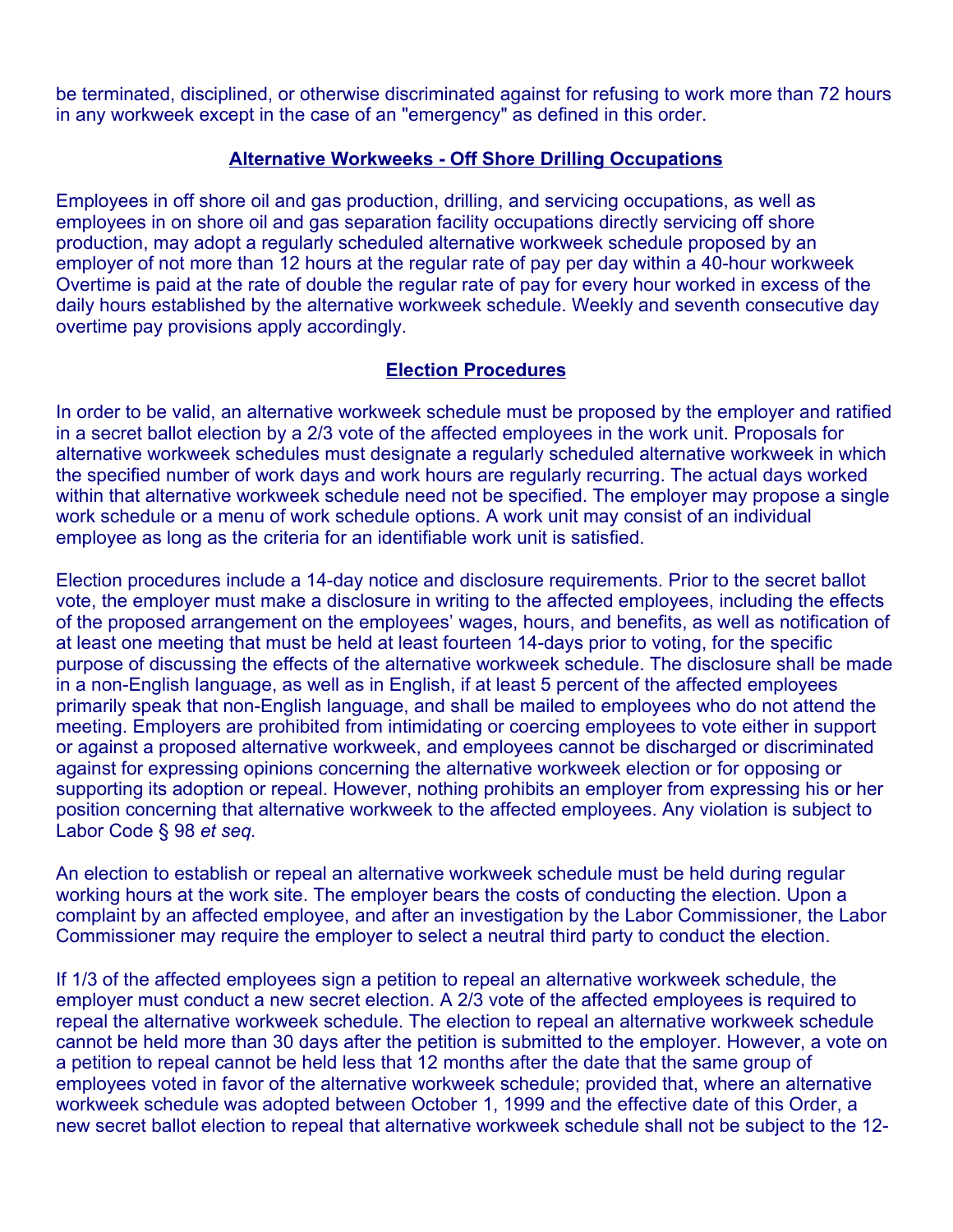be terminated, disciplined, or otherwise discriminated against for refusing to work more than 72 hours in any workweek except in the case of an "emergency" as defined in this order.

## Alternative Workweeks - Off Shore Drilling Occupations

Employees in off shore oil and gas production, drilling, and servicing occupations, as well as employees in on shore oil and gas separation facility occupations directly servicing off shore production, may adopt a regularly scheduled alternative workweek schedule proposed by an employer of not more than 12 hours at the regular rate of pay per day within a 40-hour workweek Overtime is paid at the rate of double the regular rate of pay for every hour worked in excess of the daily hours established by the alternative workweek schedule. Weekly and seventh consecutive day overtime pay provisions apply accordingly.

## Election Procedures

In order to be valid, an alternative workweek schedule must be proposed by the employer and ratified in a secret ballot election by a 2/3 vote of the affected employees in the work unit. Proposals for alternative workweek schedules must designate a regularly scheduled alternative workweek in which the specified number of work days and work hours are regularly recurring. The actual days worked within that alternative workweek schedule need not be specified. The employer may propose a single work schedule or a menu of work schedule options. A work unit may consist of an individual employee as long as the criteria for an identifiable work unit is satisfied.

Election procedures include a 14-day notice and disclosure requirements. Prior to the secret ballot vote, the employer must make a disclosure in writing to the affected employees, including the effects of the proposed arrangement on the employees' wages, hours, and benefits, as well as notification of at least one meeting that must be held at least fourteen 14-days prior to voting, for the specific purpose of discussing the effects of the alternative workweek schedule. The disclosure shall be made in a non-English language, as well as in English, if at least 5 percent of the affected employees primarily speak that non-English language, and shall be mailed to employees who do not attend the meeting. Employers are prohibited from intimidating or coercing employees to vote either in support or against a proposed alternative workweek, and employees cannot be discharged or discriminated against for expressing opinions concerning the alternative workweek election or for opposing or supporting its adoption or repeal. However, nothing prohibits an employer from expressing his or her position concerning that alternative workweek to the affected employees. Any violation is subject to Labor Code § 98 *et seq.*

An election to establish or repeal an alternative workweek schedule must be held during regular working hours at the work site. The employer bears the costs of conducting the election. Upon a complaint by an affected employee, and after an investigation by the Labor Commissioner, the Labor Commissioner may require the employer to select a neutral third party to conduct the election.

If 1/3 of the affected employees sign a petition to repeal an alternative workweek schedule, the employer must conduct a new secret election. A 2/3 vote of the affected employees is required to repeal the alternative workweek schedule. The election to repeal an alternative workweek schedule cannot be held more than 30 days after the petition is submitted to the employer. However, a vote on a petition to repeal cannot be held less that 12 months after the date that the same group of employees voted in favor of the alternative workweek schedule; provided that, where an alternative workweek schedule was adopted between October 1, 1999 and the effective date of this Order, a new secret ballot election to repeal that alternative workweek schedule shall not be subject to the 12-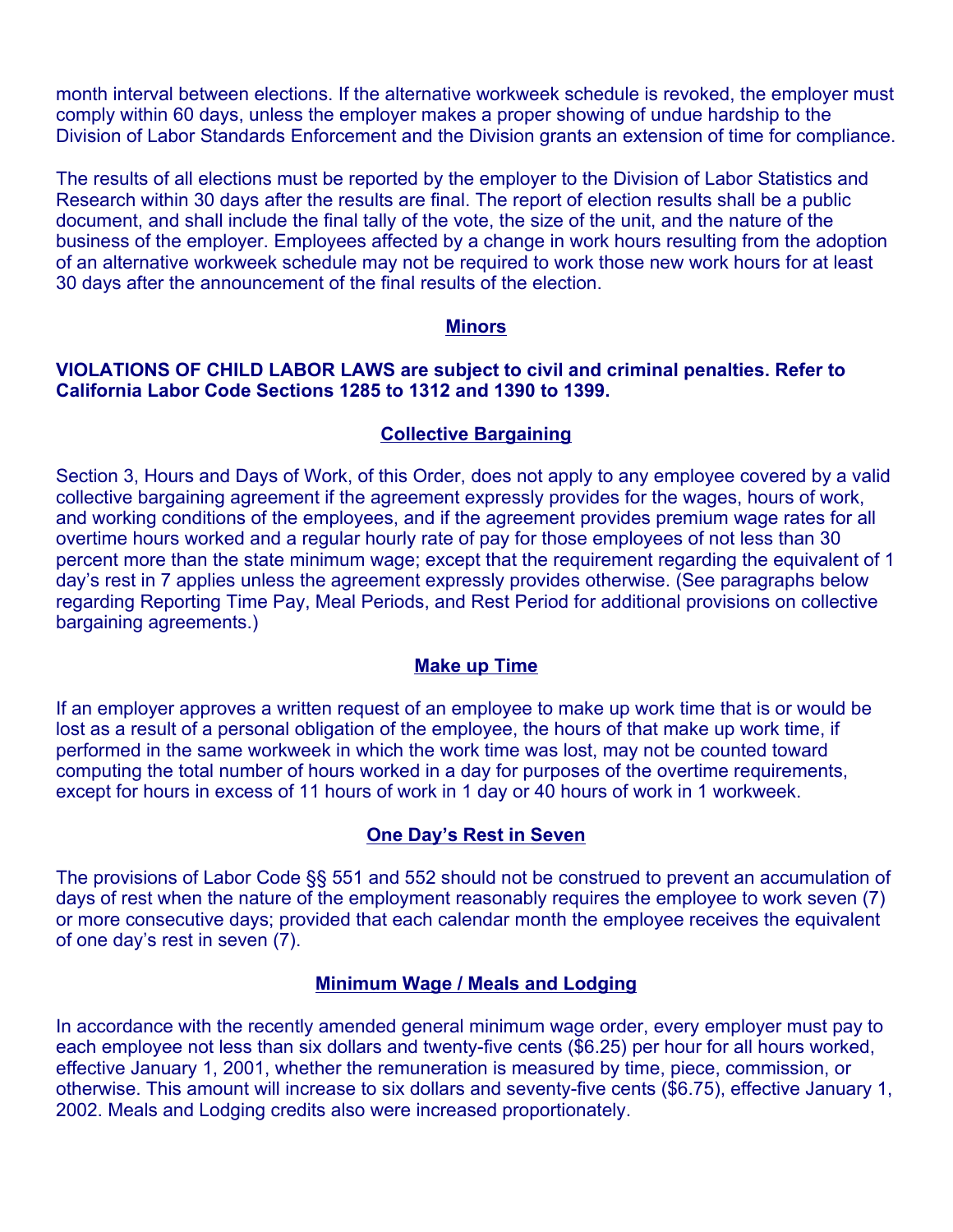month interval between elections. If the alternative workweek schedule is revoked, the employer must comply within 60 days, unless the employer makes a proper showing of undue hardship to the Division of Labor Standards Enforcement and the Division grants an extension of time for compliance.

The results of all elections must be reported by the employer to the Division of Labor Statistics and Research within 30 days after the results are final. The report of election results shall be a public document, and shall include the final tally of the vote, the size of the unit, and the nature of the business of the employer. Employees affected by a change in work hours resulting from the adoption of an alternative workweek schedule may not be required to work those new work hours for at least 30 days after the announcement of the final results of the election.

## Minors

**VIOLATIONS OF CHILD LABOR LAWS are subject to civil and criminal penalties. Refer to California Labor Code Sections 1285 to 1312 and 1390 to 1399.**

## Collective Bargaining

Section 3, Hours and Days of Work, of this Order, does not apply to any employee covered by a valid collective bargaining agreement if the agreement expressly provides for the wages, hours of work, and working conditions of the employees, and if the agreement provides premium wage rates for all overtime hours worked and a regular hourly rate of pay for those employees of not less than 30 percent more than the state minimum wage; except that the requirement regarding the equivalent of 1 day's rest in 7 applies unless the agreement expressly provides otherwise. (See paragraphs below regarding Reporting Time Pay, Meal Periods, and Rest Period for additional provisions on collective bargaining agreements.)

## Make up Time

If an employer approves a written request of an employee to make up work time that is or would be lost as a result of a personal obligation of the employee, the hours of that make up work time, if performed in the same workweek in which the work time was lost, may not be counted toward computing the total number of hours worked in a day for purposes of the overtime requirements, except for hours in excess of 11 hours of work in 1 day or 40 hours of work in 1 workweek.

## One Day's Rest in Seven

The provisions of Labor Code §§ 551 and 552 should not be construed to prevent an accumulation of days of rest when the nature of the employment reasonably requires the employee to work seven (7) or more consecutive days; provided that each calendar month the employee receives the equivalent of one day's rest in seven (7).

## Minimum Wage / Meals and Lodging

In accordance with the recently amended general minimum wage order, every employer must pay to each employee not less than six dollars and twenty-five cents ($6.25) per hour for all hours worked, effective January 1, 2001, whether the remuneration is measured by time, piece, commission, or otherwise. This amount will increase to six dollars and seventy-five cents ($6.75), effective January 1, 2002. Meals and Lodging credits also were increased proportionately.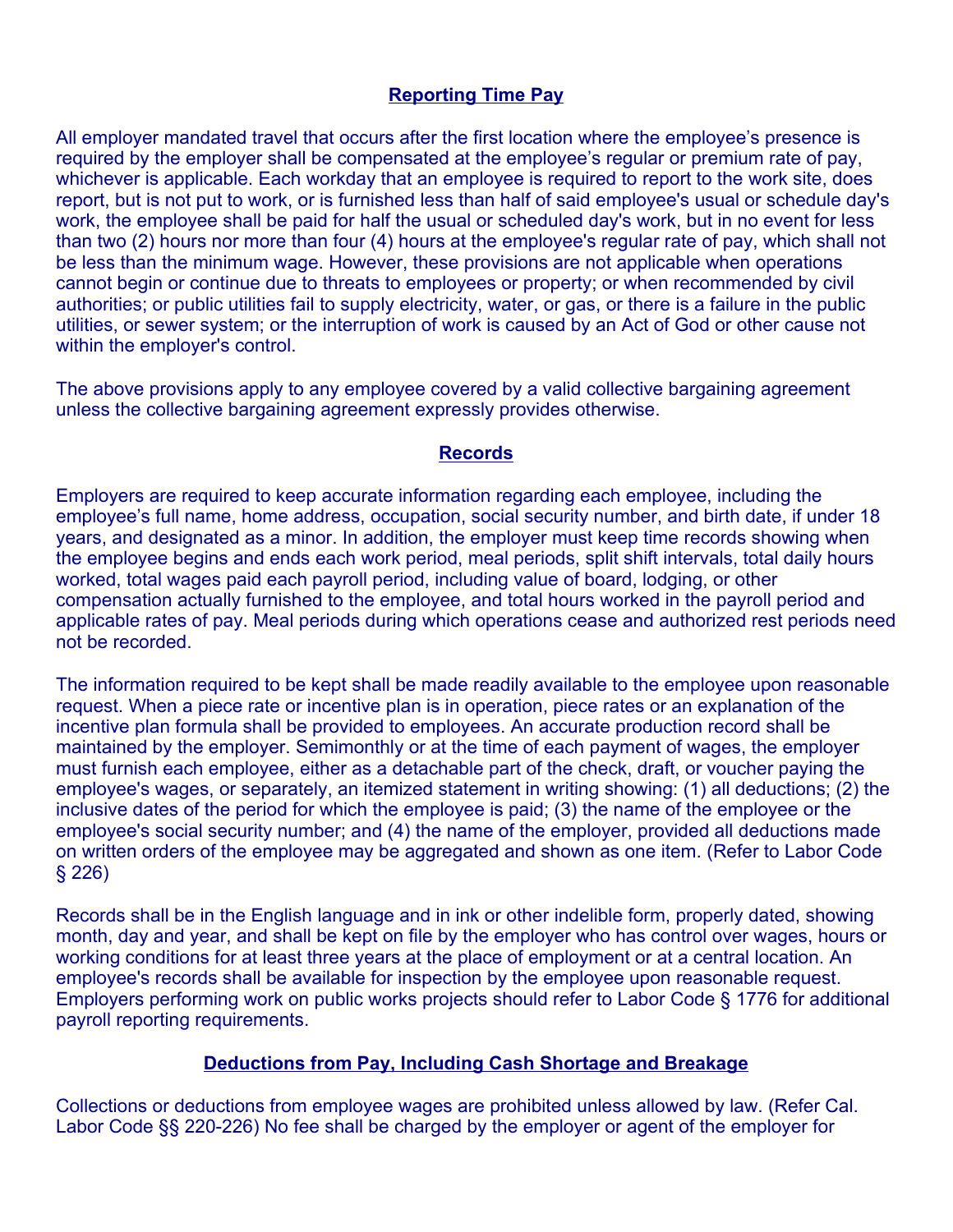## Reporting Time Pay

All employer mandated travel that occurs after the first location where the employee's presence is required by the employer shall be compensated at the employee's regular or premium rate of pay, whichever is applicable. Each workday that an employee is required to report to the work site, does report, but is not put to work, or is furnished less than half of said employee's usual or schedule day's work, the employee shall be paid for half the usual or scheduled day's work, but in no event for less than two (2) hours nor more than four (4) hours at the employee's regular rate of pay, which shall not be less than the minimum wage. However, these provisions are not applicable when operations cannot begin or continue due to threats to employees or property; or when recommended by civil authorities; or public utilities fail to supply electricity, water, or gas, or there is a failure in the public utilities, or sewer system; or the interruption of work is caused by an Act of God or other cause not within the employer's control.

The above provisions apply to any employee covered by a valid collective bargaining agreement unless the collective bargaining agreement expressly provides otherwise.

## Records

Employers are required to keep accurate information regarding each employee, including the employee's full name, home address, occupation, social security number, and birth date, if under 18 years, and designated as a minor. In addition, the employer must keep time records showing when the employee begins and ends each work period, meal periods, split shift intervals, total daily hours worked, total wages paid each payroll period, including value of board, lodging, or other compensation actually furnished to the employee, and total hours worked in the payroll period and applicable rates of pay. Meal periods during which operations cease and authorized rest periods need not be recorded.

The information required to be kept shall be made readily available to the employee upon reasonable request. When a piece rate or incentive plan is in operation, piece rates or an explanation of the incentive plan formula shall be provided to employees. An accurate production record shall be maintained by the employer. Semimonthly or at the time of each payment of wages, the employer must furnish each employee, either as a detachable part of the check, draft, or voucher paying the employee's wages, or separately, an itemized statement in writing showing: (1) all deductions; (2) the inclusive dates of the period for which the employee is paid; (3) the name of the employee or the employee's social security number; and (4) the name of the employer, provided all deductions made on written orders of the employee may be aggregated and shown as one item. (Refer to Labor Code § 226)

Records shall be in the English language and in ink or other indelible form, properly dated, showing month, day and year, and shall be kept on file by the employer who has control over wages, hours or working conditions for at least three years at the place of employment or at a central location. An employee's records shall be available for inspection by the employee upon reasonable request. Employers performing work on public works projects should refer to Labor Code § 1776 for additional payroll reporting requirements.

## Deductions from Pay, Including Cash Shortage and Breakage

Collections or deductions from employee wages are prohibited unless allowed by law. (Refer Cal. Labor Code §§ 220-226) No fee shall be charged by the employer or agent of the employer for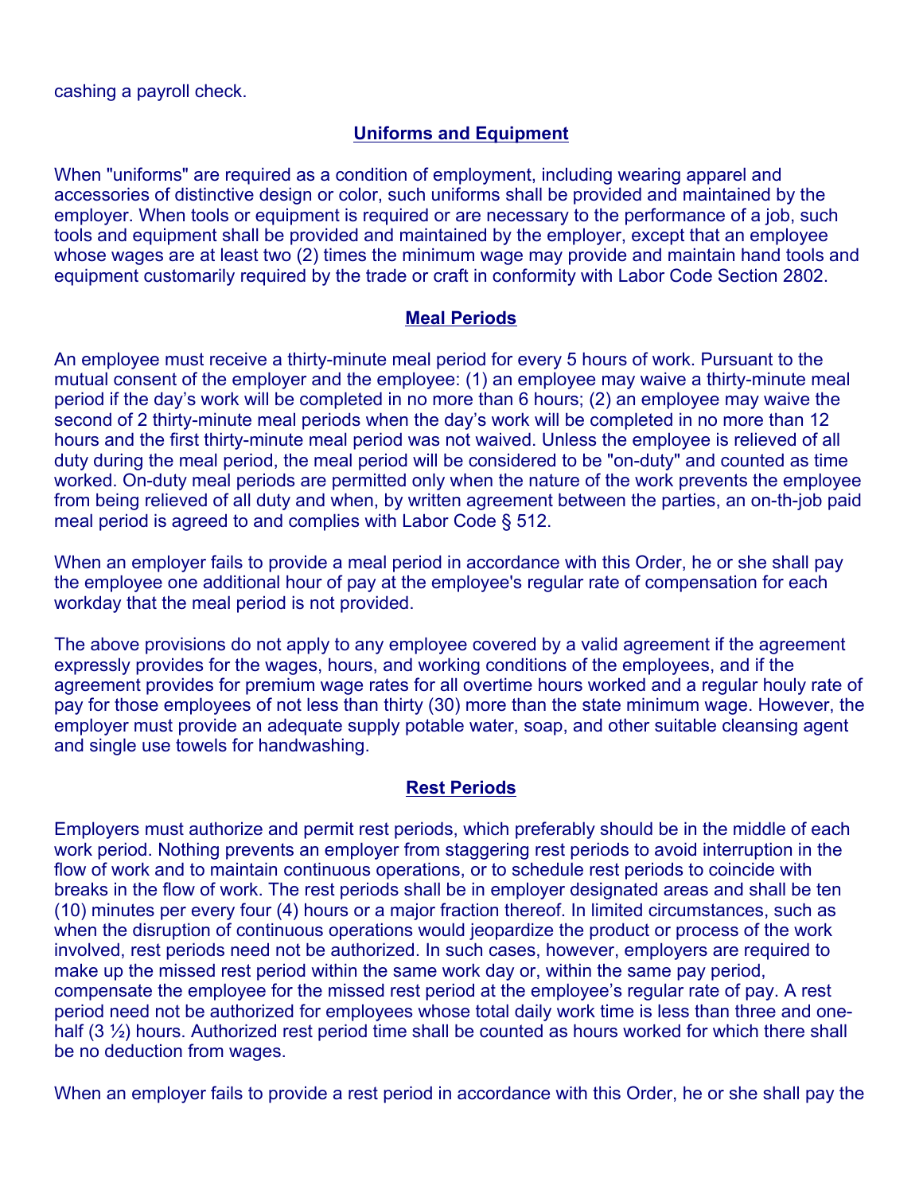cashing a payroll check.

## Uniforms and Equipment

When "uniforms" are required as a condition of employment, including wearing apparel and accessories of distinctive design or color, such uniforms shall be provided and maintained by the employer. When tools or equipment is required or are necessary to the performance of a job, such tools and equipment shall be provided and maintained by the employer, except that an employee whose wages are at least two (2) times the minimum wage may provide and maintain hand tools and equipment customarily required by the trade or craft in conformity with Labor Code Section 2802.

## Meal Periods

An employee must receive a thirty-minute meal period for every 5 hours of work. Pursuant to the mutual consent of the employer and the employee: (1) an employee may waive a thirty-minute meal period if the day's work will be completed in no more than 6 hours; (2) an employee may waive the second of 2 thirty-minute meal periods when the day's work will be completed in no more than 12 hours and the first thirty-minute meal period was not waived. Unless the employee is relieved of all duty during the meal period, the meal period will be considered to be "on-duty" and counted as time worked. On-duty meal periods are permitted only when the nature of the work prevents the employee from being relieved of all duty and when, by written agreement between the parties, an on-th-job paid meal period is agreed to and complies with Labor Code § 512.

When an employer fails to provide a meal period in accordance with this Order, he or she shall pay the employee one additional hour of pay at the employee's regular rate of compensation for each workday that the meal period is not provided.

The above provisions do not apply to any employee covered by a valid agreement if the agreement expressly provides for the wages, hours, and working conditions of the employees, and if the agreement provides for premium wage rates for all overtime hours worked and a regular houly rate of pay for those employees of not less than thirty (30) more than the state minimum wage. However, the employer must provide an adequate supply potable water, soap, and other suitable cleansing agent and single use towels for handwashing.

## Rest Periods

Employers must authorize and permit rest periods, which preferably should be in the middle of each work period. Nothing prevents an employer from staggering rest periods to avoid interruption in the flow of work and to maintain continuous operations, or to schedule rest periods to coincide with breaks in the flow of work. The rest periods shall be in employer designated areas and shall be ten (10) minutes per every four (4) hours or a major fraction thereof. In limited circumstances, such as when the disruption of continuous operations would jeopardize the product or process of the work involved, rest periods need not be authorized. In such cases, however, employers are required to make up the missed rest period within the same work day or, within the same pay period, compensate the employee for the missed rest period at the employee's regular rate of pay. A rest period need not be authorized for employees whose total daily work time is less than three and one-half (3 ½) hours. Authorized rest period time shall be counted as hours worked for which there shall be no deduction from wages.

When an employer fails to provide a rest period in accordance with this Order, he or she shall pay the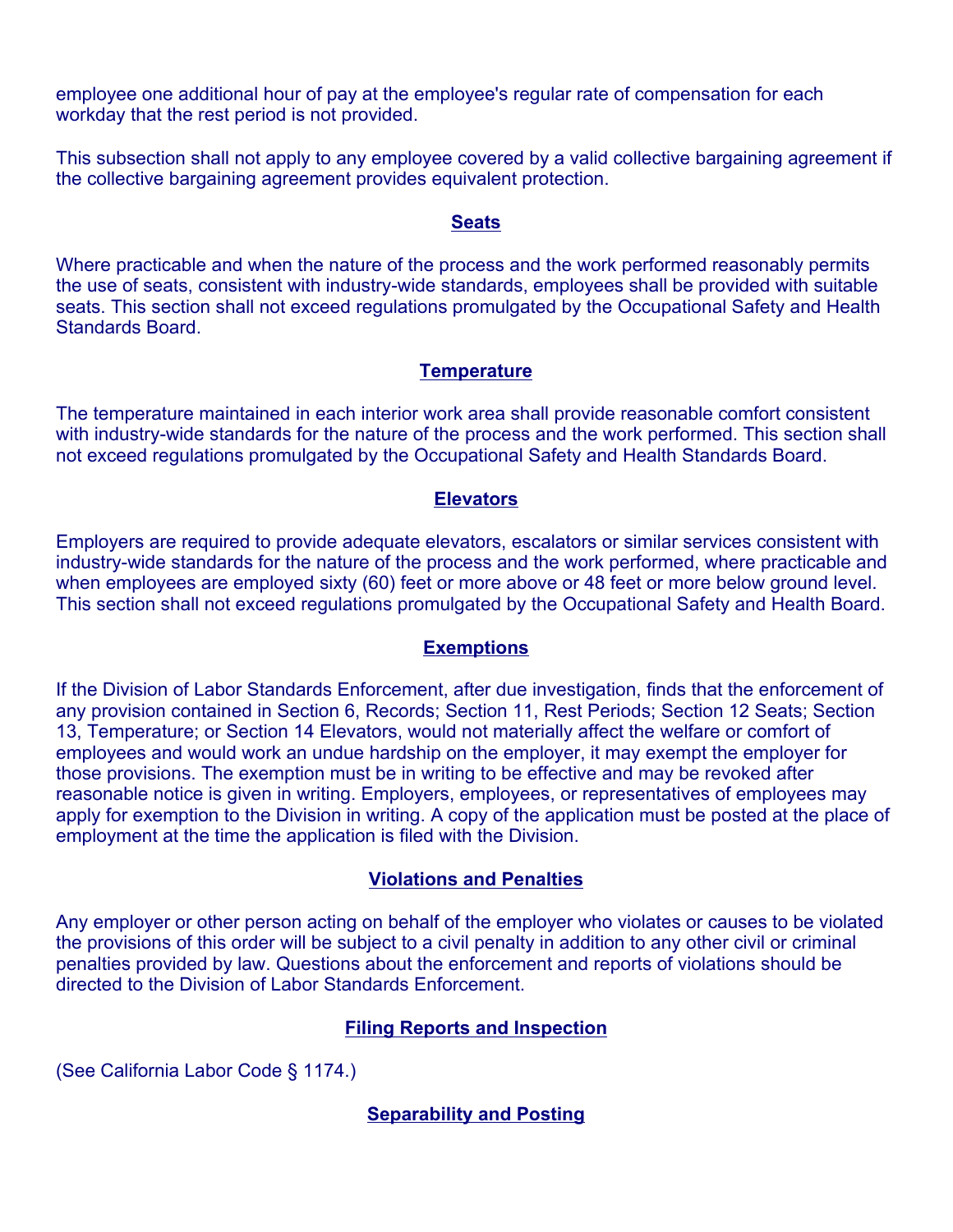employee one additional hour of pay at the employee's regular rate of compensation for each workday that the rest period is not provided.

This subsection shall not apply to any employee covered by a valid collective bargaining agreement if the collective bargaining agreement provides equivalent protection.

## Seats

Where practicable and when the nature of the process and the work performed reasonably permits the use of seats, consistent with industry-wide standards, employees shall be provided with suitable seats. This section shall not exceed regulations promulgated by the Occupational Safety and Health Standards Board.

## Temperature

The temperature maintained in each interior work area shall provide reasonable comfort consistent with industry-wide standards for the nature of the process and the work performed. This section shall not exceed regulations promulgated by the Occupational Safety and Health Standards Board.

## Elevators

Employers are required to provide adequate elevators, escalators or similar services consistent with industry-wide standards for the nature of the process and the work performed, where practicable and when employees are employed sixty (60) feet or more above or 48 feet or more below ground level. This section shall not exceed regulations promulgated by the Occupational Safety and Health Board.

## Exemptions

If the Division of Labor Standards Enforcement, after due investigation, finds that the enforcement of any provision contained in Section 6, Records; Section 11, Rest Periods; Section 12 Seats; Section 13, Temperature; or Section 14 Elevators, would not materially affect the welfare or comfort of employees and would work an undue hardship on the employer, it may exempt the employer for those provisions. The exemption must be in writing to be effective and may be revoked after reasonable notice is given in writing. Employers, employees, or representatives of employees may apply for exemption to the Division in writing. A copy of the application must be posted at the place of employment at the time the application is filed with the Division.

## Violations and Penalties

Any employer or other person acting on behalf of the employer who violates or causes to be violated the provisions of this order will be subject to a civil penalty in addition to any other civil or criminal penalties provided by law. Questions about the enforcement and reports of violations should be directed to the Division of Labor Standards Enforcement.

## Filing Reports and Inspection

(See California Labor Code § 1174.)

## Separability and Posting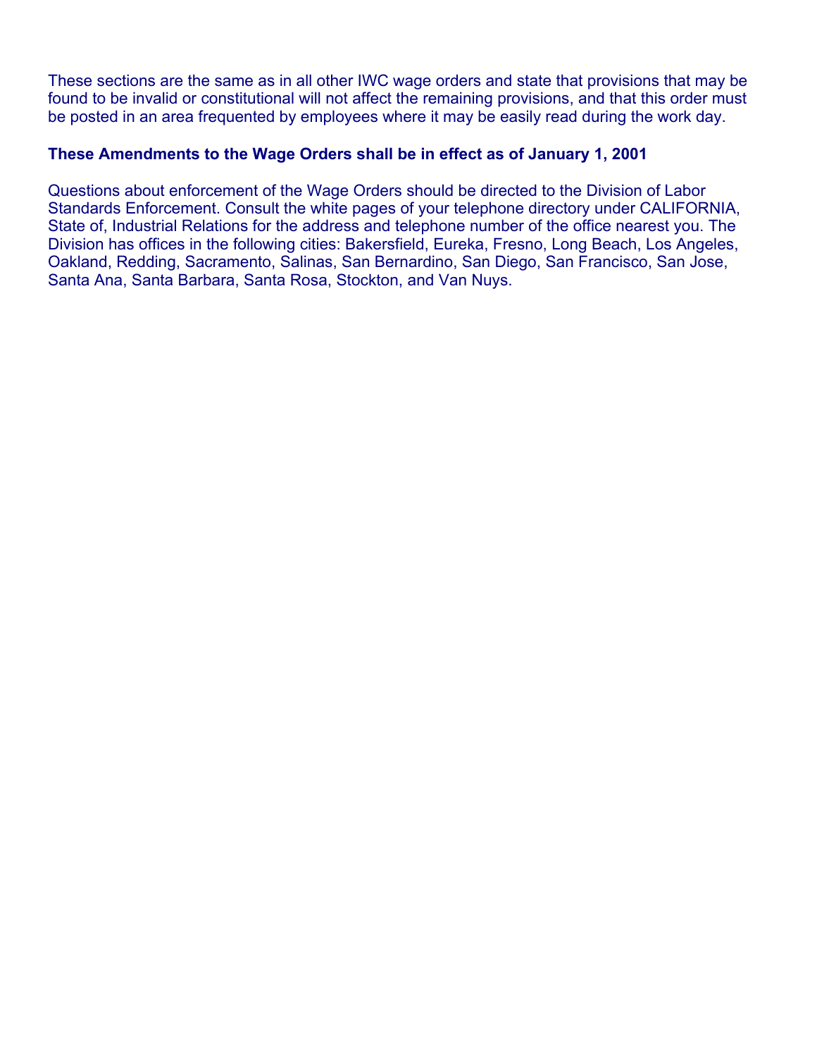These sections are the same as in all other IWC wage orders and state that provisions that may be found to be invalid or constitutional will not affect the remaining provisions, and that this order must be posted in an area frequented by employees where it may be easily read during the work day.

**These Amendments to the Wage Orders shall be in effect as of January 1, 2001**

Questions about enforcement of the Wage Orders should be directed to the Division of Labor Standards Enforcement. Consult the white pages of your telephone directory under CALIFORNIA, State of, Industrial Relations for the address and telephone number of the office nearest you. The Division has offices in the following cities: Bakersfield, Eureka, Fresno, Long Beach, Los Angeles, Oakland, Redding, Sacramento, Salinas, San Bernardino, San Diego, San Francisco, San Jose, Santa Ana, Santa Barbara, Santa Rosa, Stockton, and Van Nuys.